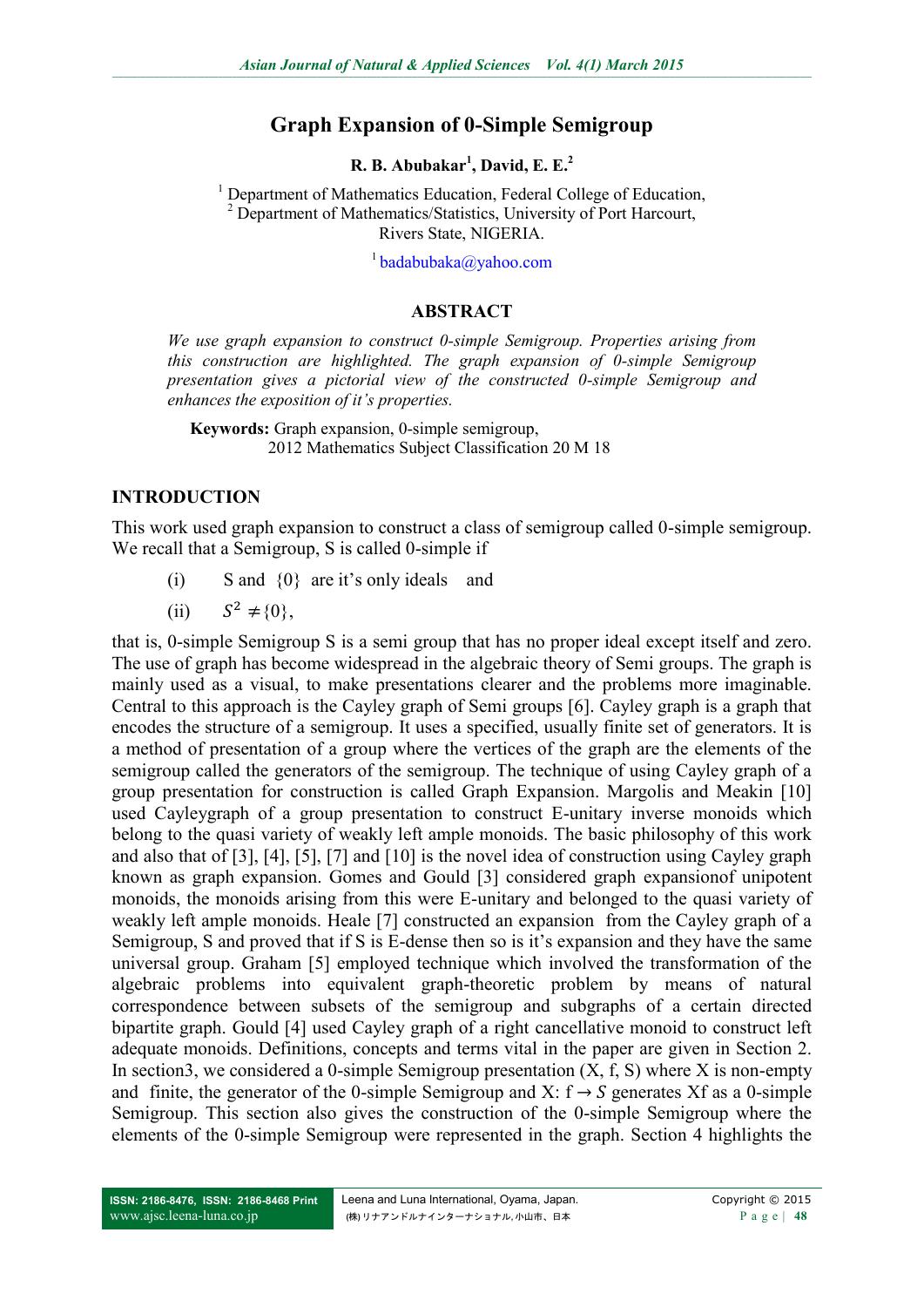# Graph Expansion of 0-Simple Semigroup

**R. B. Abubakar[1], David, E. E.[2]**

[1] Department of Mathematics Education, Federal College of Education,
[2] Department of Mathematics/Statistics, University of Port Harcourt,
Rivers State, NIGERIA.

[1] badabubaka@yahoo.com

## ABSTRACT

*We use graph expansion to construct 0-simple Semigroup. Properties arising from this construction are highlighted. The graph expansion of 0-simple Semigroup presentation gives a pictorial view of the constructed 0-simple Semigroup and enhances the exposition of it's properties.*

**Keywords:** Graph expansion, 0-simple semigroup,
2012 Mathematics Subject Classification 20 M 18

## INTRODUCTION

This work used graph expansion to construct a class of semigroup called 0-simple semigroup. We recall that a Semigroup, S is called 0-simple if

(i) S and $\{0\}$ are it's only ideals and

(ii) $S^2 \neq \{0\}$,

that is, 0-simple Semigroup S is a semi group that has no proper ideal except itself and zero. The use of graph has become widespread in the algebraic theory of Semi groups. The graph is mainly used as a visual, to make presentations clearer and the problems more imaginable. Central to this approach is the Cayley graph of Semi groups [6]. Cayley graph is a graph that encodes the structure of a semigroup. It uses a specified, usually finite set of generators. It is a method of presentation of a group where the vertices of the graph are the elements of the semigroup called the generators of the semigroup. The technique of using Cayley graph of a group presentation for construction is called Graph Expansion. Margolis and Meakin [10] used Cayleygraph of a group presentation to construct E-unitary inverse monoids which belong to the quasi variety of weakly left ample monoids. The basic philosophy of this work and also that of [3], [4], [5], [7] and [10] is the novel idea of construction using Cayley graph known as graph expansion. Gomes and Gould [3] considered graph expansionof unipotent monoids, the monoids arising from this were E-unitary and belonged to the quasi variety of weakly left ample monoids. Heale [7] constructed an expansion from the Cayley graph of a Semigroup, S and proved that if S is E-dense then so is it's expansion and they have the same universal group. Graham [5] employed technique which involved the transformation of the algebraic problems into equivalent graph-theoretic problem by means of natural correspondence between subsets of the semigroup and subgraphs of a certain directed bipartite graph. Gould [4] used Cayley graph of a right cancellative monoid to construct left adequate monoids. Definitions, concepts and terms vital in the paper are given in Section 2. In section3, we considered a 0-simple Semigroup presentation (X, f, S) where X is non-empty and finite, the generator of the 0-simple Semigroup and X: $f \rightarrow S$ generates Xf as a 0-simple Semigroup. This section also gives the construction of the 0-simple Semigroup where the elements of the 0-simple Semigroup were represented in the graph. Section 4 highlights the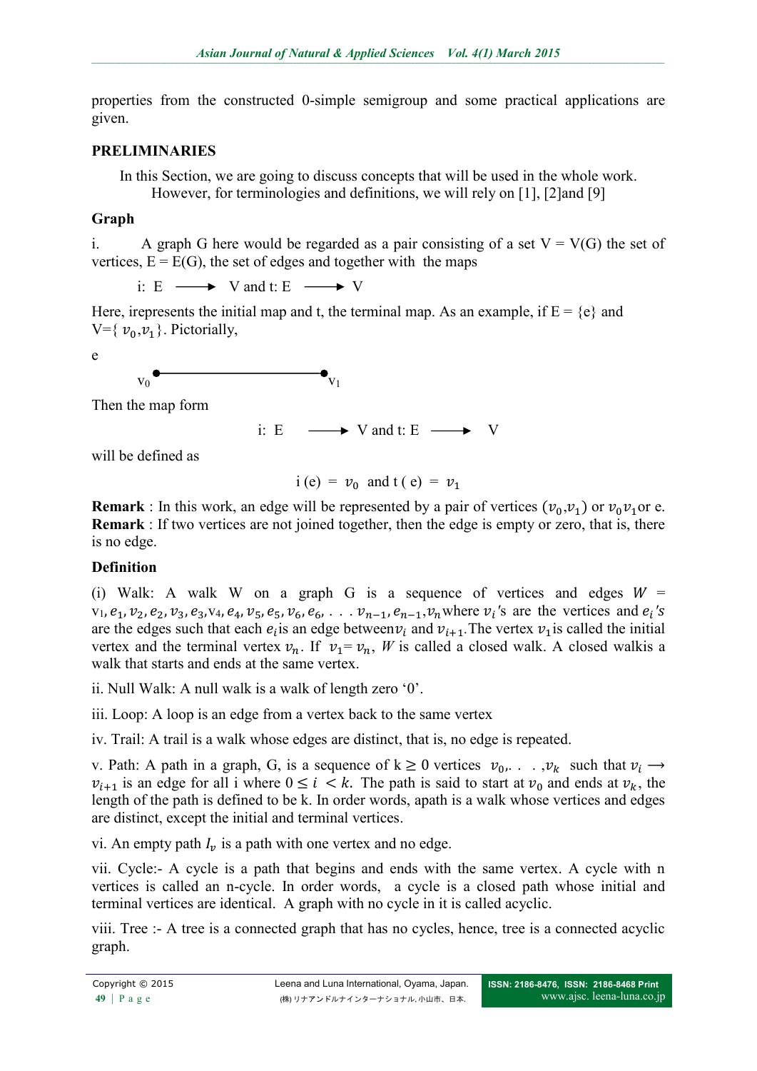properties from the constructed 0-simple semigroup and some practical applications are given.

## PRELIMINARIES

In this Section, we are going to discuss concepts that will be used in the whole work. However, for terminologies and definitions, we will rely on [1], [2]and [9]

### Graph

i. A graph G here would be regarded as a pair consisting of a set V = V(G) the set of vertices, E = E(G), the set of edges and together with the maps

$$i: E \longrightarrow V \text{ and } t: E \longrightarrow V$$

Here, irepresents the initial map and t, the terminal map. As an example, if E = {e} and V={ $v_0$,$v_1$}. Pictorially,

e

$v_0$ ●————————● $v_1$

Then the map form

$$i: E \longrightarrow V \text{ and } t: E \longrightarrow V$$

will be defined as

$$i\,(e) = v_0 \text{ and } t\,(e) = v_1$$

**Remark** : In this work, an edge will be represented by a pair of vertices ($v_0$,$v_1$) or $v_0v_1$or e.
**Remark** : If two vertices are not joined together, then the edge is empty or zero, that is, there is no edge.

### Definition

(i) Walk: A walk W on a graph G is a sequence of vertices and edges $W$ = $v_1, e_1, v_2, e_2, v_3, e_3, v_4, e_4, v_5, e_5, v_6, e_6, \ldots v_{n-1}, e_{n-1}, v_n$where $v_i$'s are the vertices and $e_i$'s are the edges such that each $e_i$is an edge between$v_i$ and $v_{i+1}$.The vertex $v_1$is called the initial vertex and the terminal vertex $v_n$. If $v_1 = v_n$, $W$ is called a closed walk. A closed walkis a walk that starts and ends at the same vertex.

ii. Null Walk: A null walk is a walk of length zero '0'.

iii. Loop: A loop is an edge from a vertex back to the same vertex

iv. Trail: A trail is a walk whose edges are distinct, that is, no edge is repeated.

v. Path: A path in a graph, G, is a sequence of k ≥ 0 vertices $v_0, \ldots, v_k$ such that $v_i \longrightarrow v_{i+1}$ is an edge for all i where $0 \leq i < k$. The path is said to start at $v_0$ and ends at $v_k$, the length of the path is defined to be k. In order words, apath is a walk whose vertices and edges are distinct, except the initial and terminal vertices.

vi. An empty path $I_v$ is a path with one vertex and no edge.

vii. Cycle:- A cycle is a path that begins and ends with the same vertex. A cycle with n vertices is called an n-cycle. In order words, a cycle is a closed path whose initial and terminal vertices are identical. A graph with no cycle in it is called acyclic.

viii. Tree :- A tree is a connected graph that has no cycles, hence, tree is a connected acyclic graph.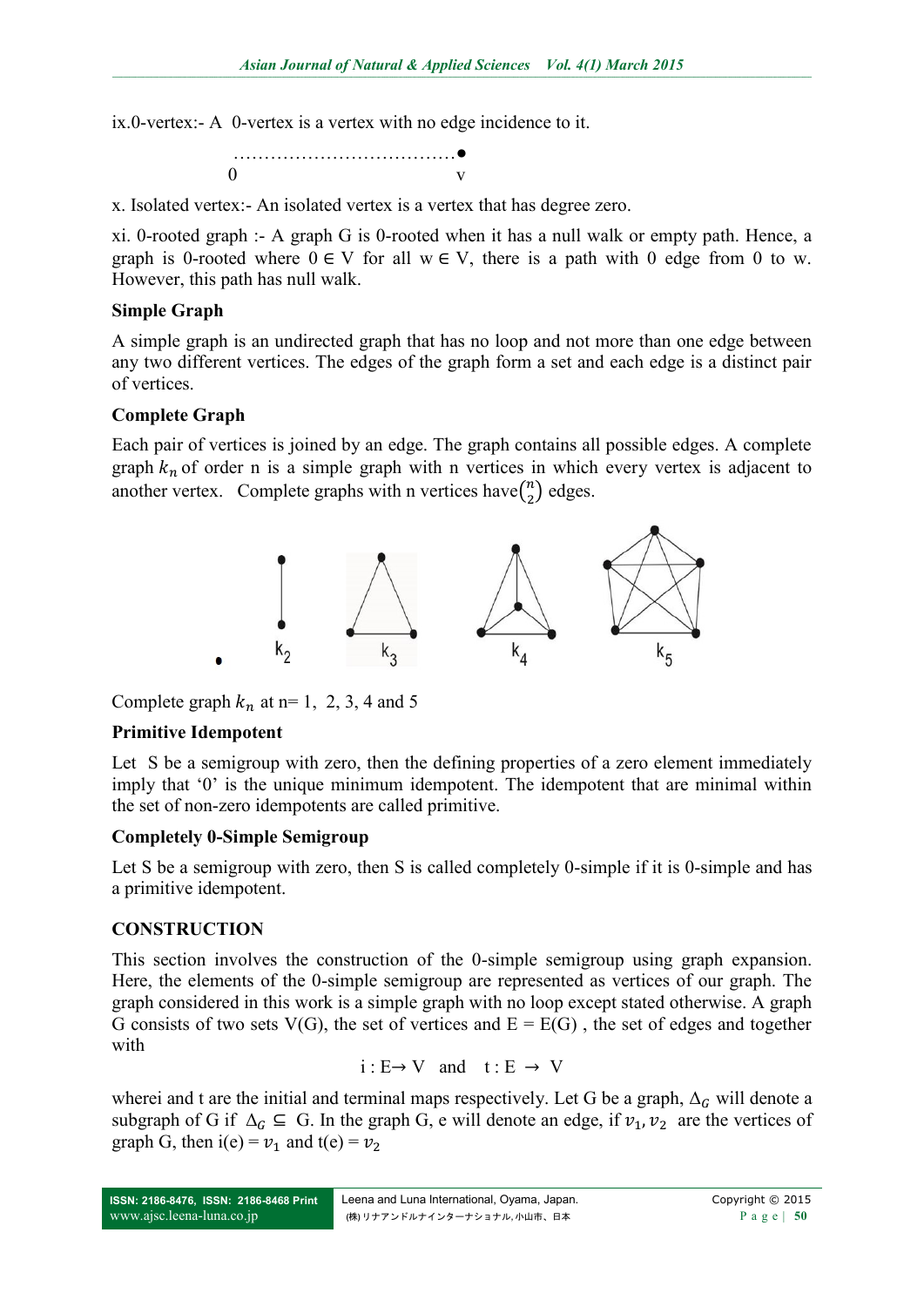ix.0-vertex:- A 0-vertex is a vertex with no edge incidence to it.

```
……………………………….●
0                          v
```

x. Isolated vertex:- An isolated vertex is a vertex that has degree zero.

xi. 0-rooted graph :- A graph G is 0-rooted when it has a null walk or empty path. Hence, a graph is 0-rooted where $0 \in V$ for all $w \in V$, there is a path with 0 edge from 0 to w. However, this path has null walk.

**Simple Graph**

A simple graph is an undirected graph that has no loop and not more than one edge between any two different vertices. The edges of the graph form a set and each edge is a distinct pair of vertices.

**Complete Graph**

Each pair of vertices is joined by an edge. The graph contains all possible edges. A complete graph $k_n$ of order n is a simple graph with n vertices in which every vertex is adjacent to another vertex. Complete graphs with n vertices have $\binom{n}{2}$ edges.

$k_2$ $k_3$ $k_4$ $k_5$

Complete graph $k_n$ at n= 1, 2, 3, 4 and 5

**Primitive Idempotent**

Let S be a semigroup with zero, then the defining properties of a zero element immediately imply that '0' is the unique minimum idempotent. The idempotent that are minimal within the set of non-zero idempotents are called primitive.

**Completely 0-Simple Semigroup**

Let S be a semigroup with zero, then S is called completely 0-simple if it is 0-simple and has a primitive idempotent.

**CONSTRUCTION**

This section involves the construction of the 0-simple semigroup using graph expansion. Here, the elements of the 0-simple semigroup are represented as vertices of our graph. The graph considered in this work is a simple graph with no loop except stated otherwise. A graph G consists of two sets V(G), the set of vertices and E = E(G) , the set of edges and together with

$$i : E \to V \quad \text{and} \quad t : E \to V$$

wherei and t are the initial and terminal maps respectively. Let G be a graph, $\Delta_G$ will denote a subgraph of G if $\Delta_G \subseteq$ G. In the graph G, e will denote an edge, if $v_1, v_2$ are the vertices of graph G, then i(e) = $v_1$ and t(e) = $v_2$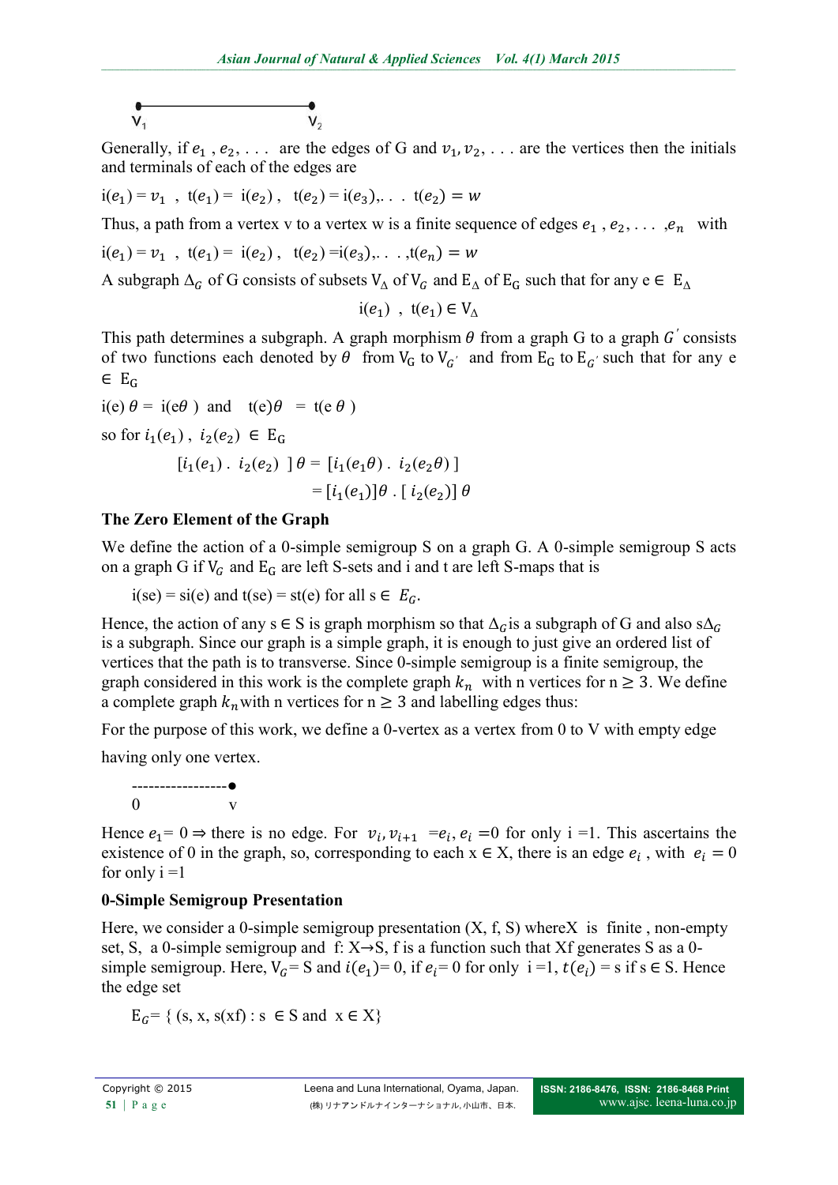$V_1$ ———————————— $V_2$

Generally, if $e_1, e_2, \ldots$ are the edges of G and $v_1, v_2, \ldots$ are the vertices then the initials and terminals of each of the edges are

$i(e_1) = v_1$ , $t(e_1) = i(e_2)$ , $t(e_2) = i(e_3), \ldots t(e_2) = w$

Thus, a path from a vertex v to a vertex w is a finite sequence of edges $e_1, e_2, \ldots, e_n$ with

$i(e_1) = v_1$ , $t(e_1) = i(e_2)$ , $t(e_2) = i(e_3), \ldots, t(e_n) = w$

A subgraph $\Delta_G$ of G consists of subsets $V_\Delta$ of $V_G$ and $E_\Delta$ of $E_G$ such that for any e ∈ $E_\Delta$

$$i(e_1) \; , \; t(e_1) \in V_\Delta$$

This path determines a subgraph. A graph morphism $\theta$ from a graph G to a graph $G'$ consists of two functions each denoted by $\theta$ from $V_G$ to $V_{G'}$ and from $E_G$ to $E_{G'}$ such that for any e ∈ $E_G$

$i(e)\,\theta = i(e\theta)$ and $t(e)\theta = t(e\,\theta)$

so for $i_1(e_1)$ , $i_2(e_2)$ ∈ $E_G$

$$[i_1(e_1) \,.\, i_2(e_2)\,]\,\theta = [i_1(e_1\theta) \,.\, i_2(e_2\theta)\,]$$

$$= [i_1(e_1)]\theta \,.\, [\,i_2(e_2)]\,\theta$$

**The Zero Element of the Graph**

We define the action of a 0-simple semigroup S on a graph G. A 0-simple semigroup S acts on a graph G if $V_G$ and $E_G$ are left S-sets and i and t are left S-maps that is

i(se) = si(e) and t(se) = st(e) for all s ∈ $E_G$.

Hence, the action of any s ∈ S is graph morphism so that $\Delta_G$ is a subgraph of G and also s$\Delta_G$ is a subgraph. Since our graph is a simple graph, it is enough to just give an ordered list of vertices that the path is to transverse. Since 0-simple semigroup is a finite semigroup, the graph considered in this work is the complete graph $k_n$ with n vertices for n ≥ 3. We define a complete graph $k_n$ with n vertices for n ≥ 3 and labelling edges thus:

For the purpose of this work, we define a 0-vertex as a vertex from 0 to V with empty edge having only only one vertex.

```
-----------------●
0                v
```

Hence $e_1 = 0 \Rightarrow$ there is no edge. For $v_i, v_{i+1} = e_i$, $e_i = 0$ for only i =1. This ascertains the existence of 0 in the graph, so, corresponding to each x ∈ X, there is an edge $e_i$ , with $e_i = 0$ for only i =1

**0-Simple Semigroup Presentation**

Here, we consider a 0-simple semigroup presentation (X, f, S) whereX is finite , non-empty set, S, a 0-simple semigroup and f: X→S, f is a function such that Xf generates S as a 0-simple semigroup. Here, $V_G$= S and $i(e_1)$= 0, if $e_i$= 0 for only i =1, $t(e_i)$ = s if s ∈ S. Hence the edge set

$E_G$= { (s, x, s(xf) : s ∈ S and x ∈ X}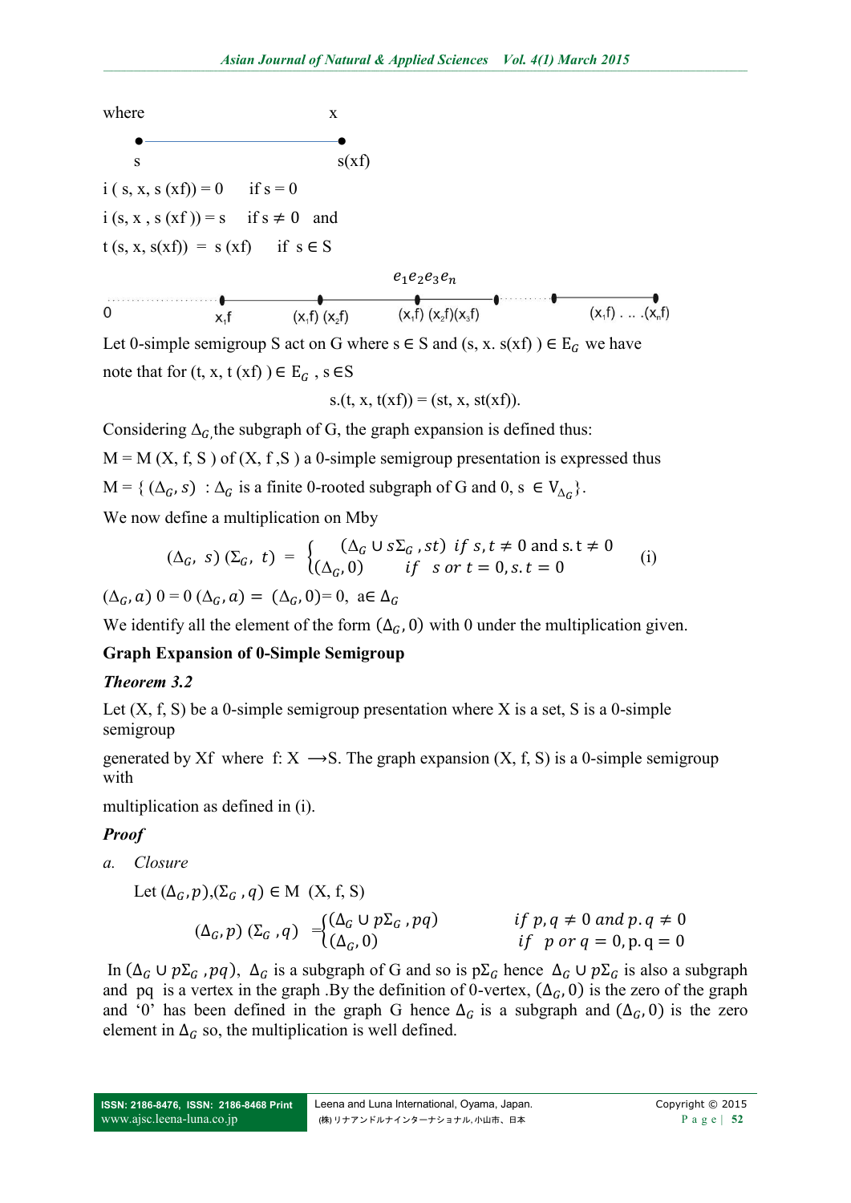where x

s s(xf)

i ( s, x, s (xf)) = 0 if s = 0

i (s, x , s (xf )) = s if s ≠ 0 and

t (s, x, s(xf)) = s (xf) if s ∈ S

$e_1e_2e_3e_n$

0 $x_1$f ($x_1$f) ($x_2$f) ($x_1$f) ($x_2$f)($x_3$f) ($x_1$f) . .. .($x_n$f)

Let 0-simple semigroup S act on G where s ∈ S and (s, x. s(xf) ) ∈ $E_G$ we have note that for (t, x, t (xf) ) ∈ $E_G$ , s ∈S

$$s.(t, x, t(xf)) = (st, x, st(xf)).$$

Considering $\Delta_G$ the subgraph of G, the graph expansion is defined thus:

M = M (X, f, S ) of (X, f ,S ) a 0-simple semigroup presentation is expressed thus

M = { $(\Delta_G, s)$ : $\Delta_G$ is a finite 0-rooted subgraph of G and 0, s ∈ $V_{\Delta_G}$}.

We now define a multiplication on Mby

$$(\Delta_G,\ s)\,(\Sigma_G,\ t) \ = \ \begin{cases} (\Delta_G \cup s\Sigma_G\ , st) & if\ s,t \neq 0 \text{ and } s.t \neq 0 \\ (\Delta_G, 0) & if \quad s\ or\ t = 0, s.t = 0 \end{cases} \qquad \text{(i)}$$

$(\Delta_G, a)\ 0 = 0\ (\Delta_G, a) = (\Delta_G, 0) = 0,\ a \in \Delta_G$

We identify all the element of the form $(\Delta_G, 0)$ with 0 under the multiplication given.

**Graph Expansion of 0-Simple Semigroup**

***Theorem 3.2***

Let (X, f, S) be a 0-simple semigroup presentation where X is a set, S is a 0-simple semigroup

generated by Xf where f: X ⟶S. The graph expansion (X, f, S) is a 0-simple semigroup with

multiplication as defined in (i).

***Proof***

a. *Closure*

Let $(\Delta_G, p), (\Sigma_G, q) \in$ M (X, f, S)

$$(\Delta_G, p)\ (\Sigma_G\ , q) \ = \begin{cases} (\Delta_G \cup p\Sigma_G\ , pq) & if\ p, q \neq 0\ and\ p.q \neq 0 \\ (\Delta_G, 0) & if \ \ p\ or\ q = 0, p.q = 0 \end{cases}$$

In $(\Delta_G \cup p\Sigma_G\ , pq)$, $\Delta_G$ is a subgraph of G and so is $p\Sigma_G$ hence $\Delta_G \cup p\Sigma_G$ is also a subgraph and pq is a vertex in the graph .By the definition of 0-vertex, $(\Delta_G, 0)$ is the zero of the graph and '0' has been defined in the graph G hence $\Delta_G$ is a subgraph and $(\Delta_G, 0)$ is the zero element in $\Delta_G$ so, the multiplication is well defined.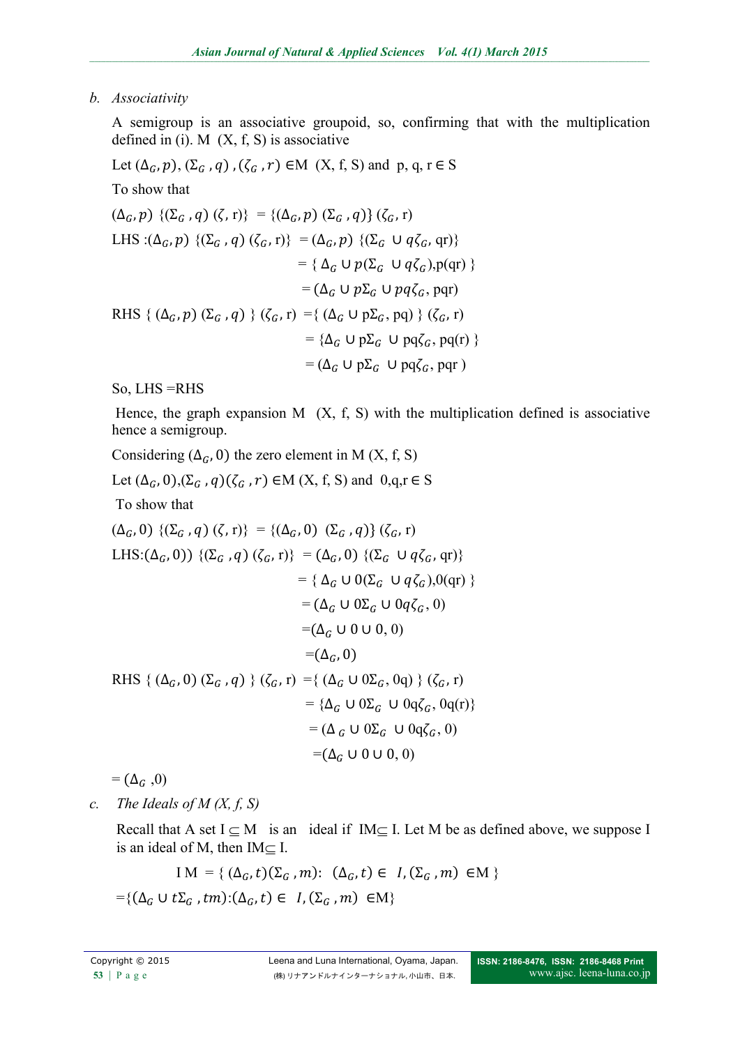b. *Associativity*

A semigroup is an associative groupoid, so, confirming that with the multiplication defined in (i). M (X, f, S) is associative

Let $(\Delta_G, p), (\Sigma_G, q), (\zeta_G, r) \in$M (X, f, S) and p, q, r $\in$ S

To show that

$(\Delta_G, p)$ $\{(\Sigma_G, q)$ $(\zeta, r)\}$ $= \{(\Delta_G, p)$ $(\Sigma_G, q)\}$ $(\zeta_G, r)$

LHS :$(\Delta_G, p)$ $\{(\Sigma_G, q)$ $(\zeta_G, r)\}$ $= (\Delta_G, p)$ $\{(\Sigma_G \cup q\zeta_G, qr)\}$

$= \{ \Delta_G \cup p(\Sigma_G \cup q\zeta_G), p(qr) \}$

$= (\Delta_G \cup p\Sigma_G \cup pq\zeta_G, pqr)$

RHS $\{ (\Delta_G, p)$ $(\Sigma_G, q) \}$ $(\zeta_G, r)$ $= \{ (\Delta_G \cup p\Sigma_G, pq) \}$ $(\zeta_G, r)$

$= \{\Delta_G \cup p\Sigma_G \cup pq\zeta_G, pq(r) \}$

$= (\Delta_G \cup p\Sigma_G \cup pq\zeta_G, pqr)$

So, LHS =RHS

Hence, the graph expansion M (X, f, S) with the multiplication defined is associative hence a semigroup.

Considering $(\Delta_G, 0)$ the zero element in M (X, f, S)

Let $(\Delta_G, 0),(\Sigma_G, q)(\zeta_G, r) \in$M (X, f, S) and 0,q,r $\in$ S

To show that

$(\Delta_G, 0)$ $\{(\Sigma_G, q)$ $(\zeta, r)\}$ $= \{(\Delta_G, 0)$ $(\Sigma_G, q)\}$ $(\zeta_G, r)$

LHS:$(\Delta_G, 0))$ $\{(\Sigma_G, q)$ $(\zeta_G, r)\}$ $= (\Delta_G, 0)$ $\{(\Sigma_G \cup q\zeta_G, qr)\}$

$= \{ \Delta_G \cup 0(\Sigma_G \cup q\zeta_G), 0(qr) \}$

$= (\Delta_G \cup 0\Sigma_G \cup 0q\zeta_G, 0)$

$=(\Delta_G \cup 0 \cup 0, 0)$

$=(\Delta_G, 0)$

RHS $\{ (\Delta_G, 0)$ $(\Sigma_G, q) \}$ $(\zeta_G, r)$ $= \{ (\Delta_G \cup 0\Sigma_G, 0q) \}$ $(\zeta_G, r)$

$= \{\Delta_G \cup 0\Sigma_G \cup 0q\zeta_G, 0q(r)\}$

$= (\Delta_G \cup 0\Sigma_G \cup 0q\zeta_G, 0)$

$=(\Delta_G \cup 0 \cup 0, 0)$

$= (\Delta_G, 0)$

c. *The Ideals of M (X, f, S)*

Recall that A set I $\subseteq$ M is an ideal if IM$\subseteq$ I. Let M be as defined above, we suppose I is an ideal of M, then IM$\subseteq$ I.

$$\text{I M} = \{ (\Delta_G, t)(\Sigma_G, m): (\Delta_G, t) \in I, (\Sigma_G, m) \in \text{M} \}$$

$=\{(\Delta_G \cup t\Sigma_G, tm):(\Delta_G, t) \in I, (\Sigma_G, m) \in \text{M}\}$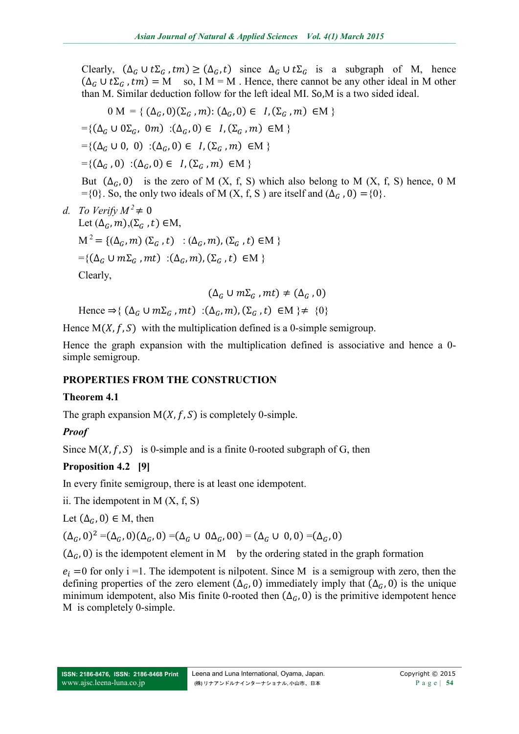Clearly, $(\Delta_G \cup t\Sigma_G, tm) \geq (\Delta_G, t)$ since $\Delta_G \cup t\Sigma_G$ is a subgraph of M, hence $(\Delta_G \cup t\Sigma_G, tm) = $ M so, I M = M . Hence, there cannot be any other ideal in M other than M. Similar deduction follow for the left ideal MI. So,M is a two sided ideal.

$$0 \text{ M} = \{ (\Delta_G, 0)(\Sigma_G, m) \colon (\Delta_G, 0) \in I, (\Sigma_G, m) \in \text{M} \}$$

$$= \{(\Delta_G \cup 0\Sigma_G, 0m) \colon (\Delta_G, 0) \in I, (\Sigma_G, m) \in \text{M} \}$$

$$= \{(\Delta_G \cup 0, 0) \colon (\Delta_G, 0) \in I, (\Sigma_G, m) \in \text{M} \}$$

$$= \{(\Delta_G, 0) \colon (\Delta_G, 0) \in I, (\Sigma_G, m) \in \text{M} \}$$

But $(\Delta_G, 0)$ is the zero of M (X, f, S) which also belong to M (X, f, S) hence, 0 M $= \{0\}$. So, the only two ideals of M (X, f, S ) are itself and $(\Delta_G, 0) = \{0\}$.

d. *To Verify* $M^2 \neq 0$

Let $(\Delta_G, m), (\Sigma_G, t) \in$ M,

$$\text{M}^2 = \{(\Delta_G, m)(\Sigma_G, t) \colon (\Delta_G, m), (\Sigma_G, t) \in \text{M} \}$$

$$= \{(\Delta_G \cup m\Sigma_G, mt) \colon (\Delta_G, m), (\Sigma_G, t) \in \text{M} \}$$

Clearly,

$$(\Delta_G \cup m\Sigma_G, mt) \neq (\Delta_G, 0)$$

Hence $\Rightarrow \{ (\Delta_G \cup m\Sigma_G, mt) \colon (\Delta_G, m), (\Sigma_G, t) \in \text{M} \} \neq \{0\}$

Hence $\text{M}(X, f, S)$ with the multiplication defined is a 0-simple semigroup.

Hence the graph expansion with the multiplication defined is associative and hence a 0-simple semigroup.

## PROPERTIES FROM THE CONSTRUCTION

### Theorem 4.1

The graph expansion $\text{M}(X, f, S)$ is completely 0-simple.

***Proof***

Since $\text{M}(X, f, S)$ is 0-simple and is a finite 0-rooted subgraph of G, then

### Proposition 4.2 [9]

In every finite semigroup, there is at least one idempotent.

ii. The idempotent in M (X, f, S)

Let $(\Delta_G, 0) \in$ M, then

$(\Delta_G, 0)^2 = (\Delta_G, 0)(\Delta_G, 0) = (\Delta_G \cup 0\Delta_G, 00) = (\Delta_G \cup 0, 0) = (\Delta_G, 0)$

$(\Delta_G, 0)$ is the idempotent element in M by the ordering stated in the graph formation

$e_i = 0$ for only i =1. The idempotent is nilpotent. Since M is a semigroup with zero, then the defining properties of the zero element $(\Delta_G, 0)$ immediately imply that $(\Delta_G, 0)$ is the unique minimum idempotent, also Mis finite 0-rooted then $(\Delta_G, 0)$ is the primitive idempotent hence M is completely 0-simple.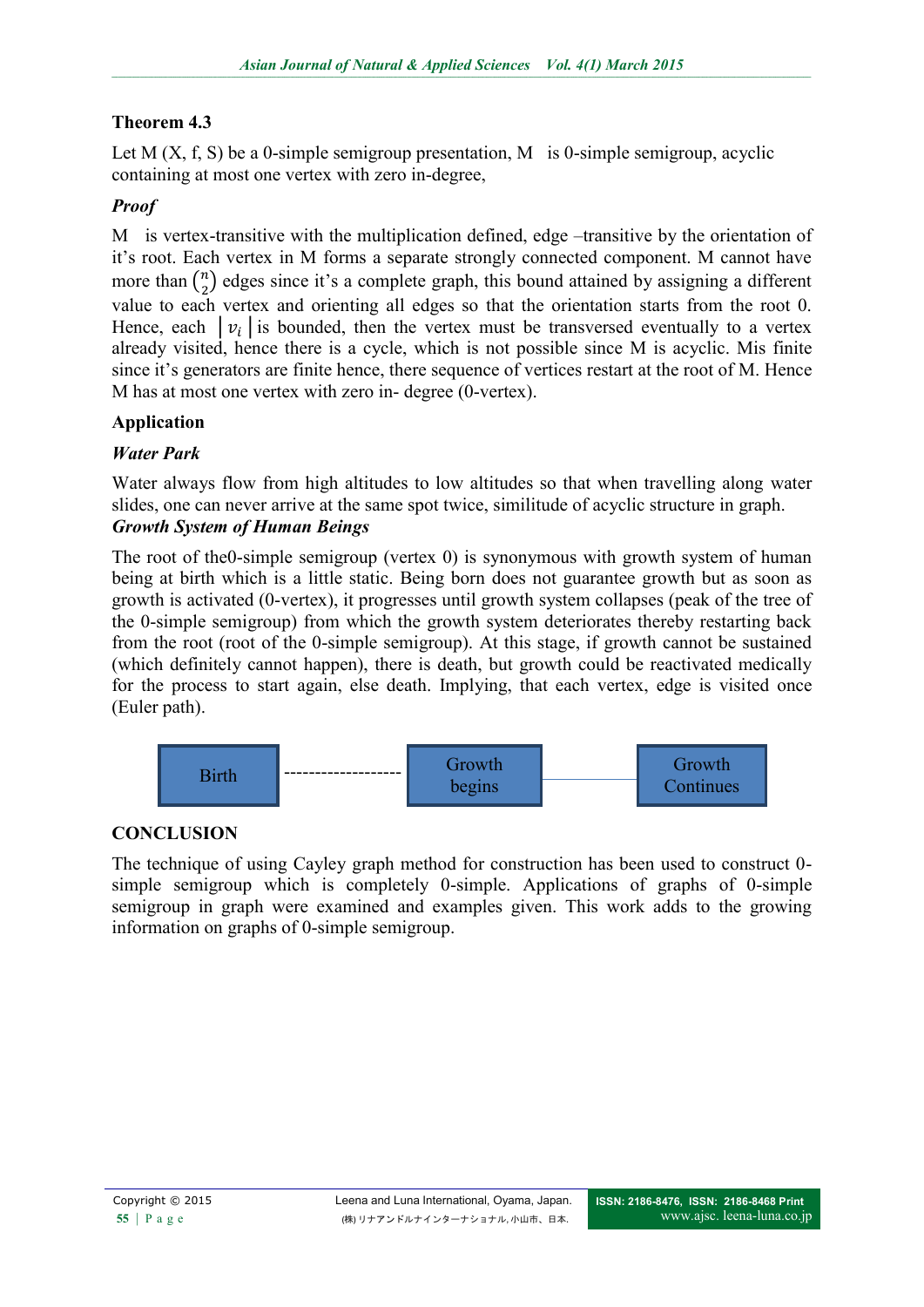### Theorem 4.3

Let M (X, f, S) be a 0-simple semigroup presentation, M is 0-simple semigroup, acyclic containing at most one vertex with zero in-degree,

### *Proof*

M is vertex-transitive with the multiplication defined, edge –transitive by the orientation of it's root. Each vertex in M forms a separate strongly connected component. M cannot have more than $\binom{n}{2}$ edges since it's a complete graph, this bound attained by assigning a different value to each vertex and orienting all edges so that the orientation starts from the root 0. Hence, each $|v_i|$ is bounded, then the vertex must be transversed eventually to a vertex already visited, hence there is a cycle, which is not possible since M is acyclic. Mis finite since it's generators are finite hence, there sequence of vertices restart at the root of M. Hence M has at most one vertex with zero in- degree (0-vertex).

### Application

#### *Water Park*

Water always flow from high altitudes to low altitudes so that when travelling along water slides, one can never arrive at the same spot twice, similitude of acyclic structure in graph.

#### *Growth System of Human Beings*

The root of the0-simple semigroup (vertex 0) is synonymous with growth system of human being at birth which is a little static. Being born does not guarantee growth but as soon as growth is activated (0-vertex), it progresses until growth system collapses (peak of the tree of the 0-simple semigroup) from which the growth system deteriorates thereby restarting back from the root (root of the 0-simple semigroup). At this stage, if growth cannot be sustained (which definitely cannot happen), there is death, but growth could be reactivated medically for the process to start again, else death. Implying, that each vertex, edge is visited once (Euler path).

Birth ------------------- Growth begins ——— Growth Continues

### CONCLUSION

The technique of using Cayley graph method for construction has been used to construct 0-simple semigroup which is completely 0-simple. Applications of graphs of 0-simple semigroup in graph were examined and examples given. This work adds to the growing information on graphs of 0-simple semigroup.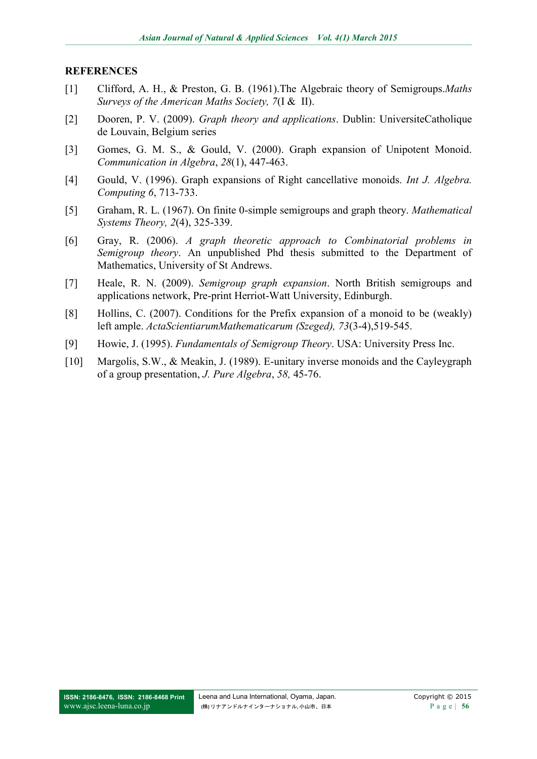## REFERENCES

[1] Clifford, A. H., & Preston, G. B. (1961).The Algebraic theory of Semigroups.*Maths Surveys of the American Maths Society, 7*(I & II).

[2] Dooren, P. V. (2009). *Graph theory and applications*. Dublin: UniversiteCatholique de Louvain, Belgium series

[3] Gomes, G. M. S., & Gould, V. (2000). Graph expansion of Unipotent Monoid. *Communication in Algebra*, *28*(1), 447-463.

[4] Gould, V. (1996). Graph expansions of Right cancellative monoids. *Int J. Algebra. Computing 6*, 713-733.

[5] Graham, R. L. (1967). On finite 0-simple semigroups and graph theory. *Mathematical Systems Theory, 2*(4), 325-339.

[6] Gray, R. (2006). *A graph theoretic approach to Combinatorial problems in Semigroup theory*. An unpublished Phd thesis submitted to the Department of Mathematics, University of St Andrews.

[7] Heale, R. N. (2009). *Semigroup graph expansion*. North British semigroups and applications network, Pre-print Herriot-Watt University, Edinburgh.

[8] Hollins, C. (2007). Conditions for the Prefix expansion of a monoid to be (weakly) left ample. *ActaScientiarumMathematicarum (Szeged), 73*(3-4),519-545.

[9] Howie, J. (1995). *Fundamentals of Semigroup Theory*. USA: University Press Inc.

[10] Margolis, S.W., & Meakin, J. (1989). E-unitary inverse monoids and the Cayleygraph of a group presentation, *J. Pure Algebra*, *58,* 45-76.